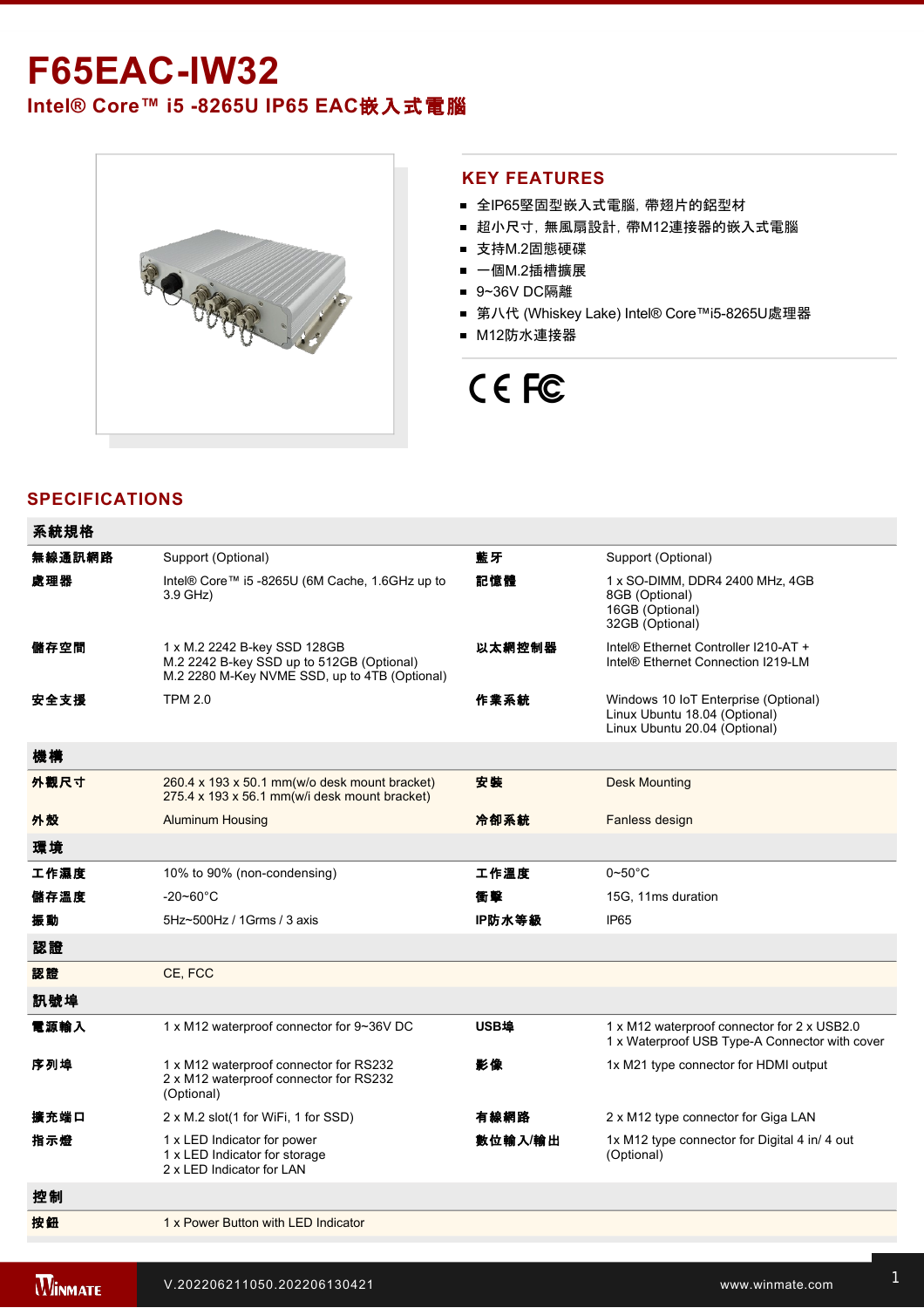# F65EAC-IW32

## Intel® Core™ i5 -8265U IP65 EAC嵌入式電腦

## KEY FEATURES

- 全IP65堅固型嵌入式電腦, 帶翅片的鋁型材
- 超小尺寸, 無風扇設計, 帶M12連接器的嵌入式電腦
- 支持M.2固態硬碟
- 一個M.2插槽擴展
- 9~36V DC隔離
- 第八代 (Whiskey Lake) Intel® Core™i5-8265U處理器
- M12防水連接器

## SPECIFICATIONS

| 系統規格 | | | |
|---|---|---|---|
| 無線通訊網路 | Support (Optional) | 藍牙 | Support (Optional) |
| 處理器 | Intel® Core™ i5 -8265U (6M Cache, 1.6GHz up to 3.9 GHz) | 記憶體 | 1 x SO-DIMM, DDR4 2400 MHz, 4GB<br>8GB (Optional)<br>16GB (Optional)<br>32GB (Optional) |
| 儲存空間 | 1 x M.2 2242 B-key SSD 128GB<br>M.2 2242 B-key SSD up to 512GB (Optional)<br>M.2 2280 M-Key NVME SSD, up to 4TB (Optional) | 以太網控制器 | Intel® Ethernet Controller I210-AT +<br>Intel® Ethernet Connection I219-LM |
| 安全支援 | TPM 2.0 | 作業系統 | Windows 10 IoT Enterprise (Optional)<br>Linux Ubuntu 18.04 (Optional)<br>Linux Ubuntu 20.04 (Optional) |
| **機構** | | | |
| 外觀尺寸 | 260.4 x 193 x 50.1 mm(w/o desk mount bracket)<br>275.4 x 193 x 56.1 mm(w/i desk mount bracket) | 安裝 | Desk Mounting |
| 外殼 | Aluminum Housing | 冷卻系統 | Fanless design |
| **環境** | | | |
| 工作濕度 | 10% to 90% (non-condensing) | 工作溫度 | 0~50°C |
| 儲存溫度 | -20~60°C | 衝擊 | 15G, 11ms duration |
| 振動 | 5Hz~500Hz / 1Grms / 3 axis | IP防水等級 | IP65 |
| **認證** | | | |
| 認證 | CE, FCC | | |
| **訊號埠** | | | |
| 電源輸入 | 1 x M12 waterproof connector for 9~36V DC | USB埠 | 1 x M12 waterproof connector for 2 x USB2.0<br>1 x Waterproof USB Type-A Connector with cover |
| 序列埠 | 1 x M12 waterproof connector for RS232<br>2 x M12 waterproof connector for RS232 (Optional) | 影像 | 1x M21 type connector for HDMI output |
| 擴充端口 | 2 x M.2 slot(1 for WiFi, 1 for SSD) | 有線網路 | 2 x M12 type connector for Giga LAN |
| 指示燈 | 1 x LED Indicator for power<br>1 x LED Indicator for storage<br>2 x LED Indicator for LAN | 數位輸入/輸出 | 1x M12 type connector for Digital 4 in/ 4 out (Optional) |
| **控制** | | | |
| 按鈕 | 1 x Power Button with LED Indicator | | |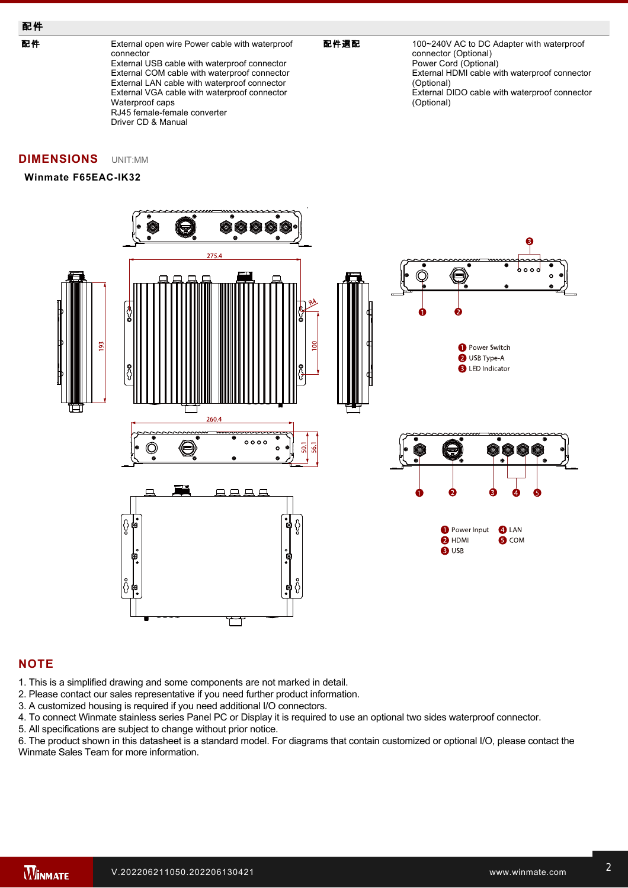## 配件

| | | | |
|---|---|---|---|
| 配件 | External open wire Power cable with waterproof connector<br>External USB cable with waterproof connector<br>External COM cable with waterproof connector<br>External LAN cable with waterproof connector<br>External VGA cable with waterproof connector<br>Waterproof caps<br>RJ45 female-female converter<br>Driver CD & Manual | 配件選配 | 100~240V AC to DC Adapter with waterproof connector (Optional)<br>Power Cord (Optional)<br>External HDMI cable with waterproof connector (Optional)<br>External DIDO cable with waterproof connector (Optional) |

## DIMENSIONS UNIT:MM

**Winmate F65EAC-IK32**

275.4
R4
193
100
260.4
50.1
56.1

1 Power Switch
2 USB Type-A
3 LED Indicator

1 Power Input
2 HDMI
3 USB
4 LAN
5 COM

## NOTE

1. This is a simplified drawing and some components are not marked in detail.
2. Please contact our sales representative if you need further product information.
3. A customized housing is required if you need additional I/O connectors.
4. To connect Winmate stainless series Panel PC or Display it is required to use an optional two sides waterproof connector.
5. All specifications are subject to change without prior notice.
6. The product shown in this datasheet is a standard model. For diagrams that contain customized or optional I/O, please contact the Winmate Sales Team for more information.